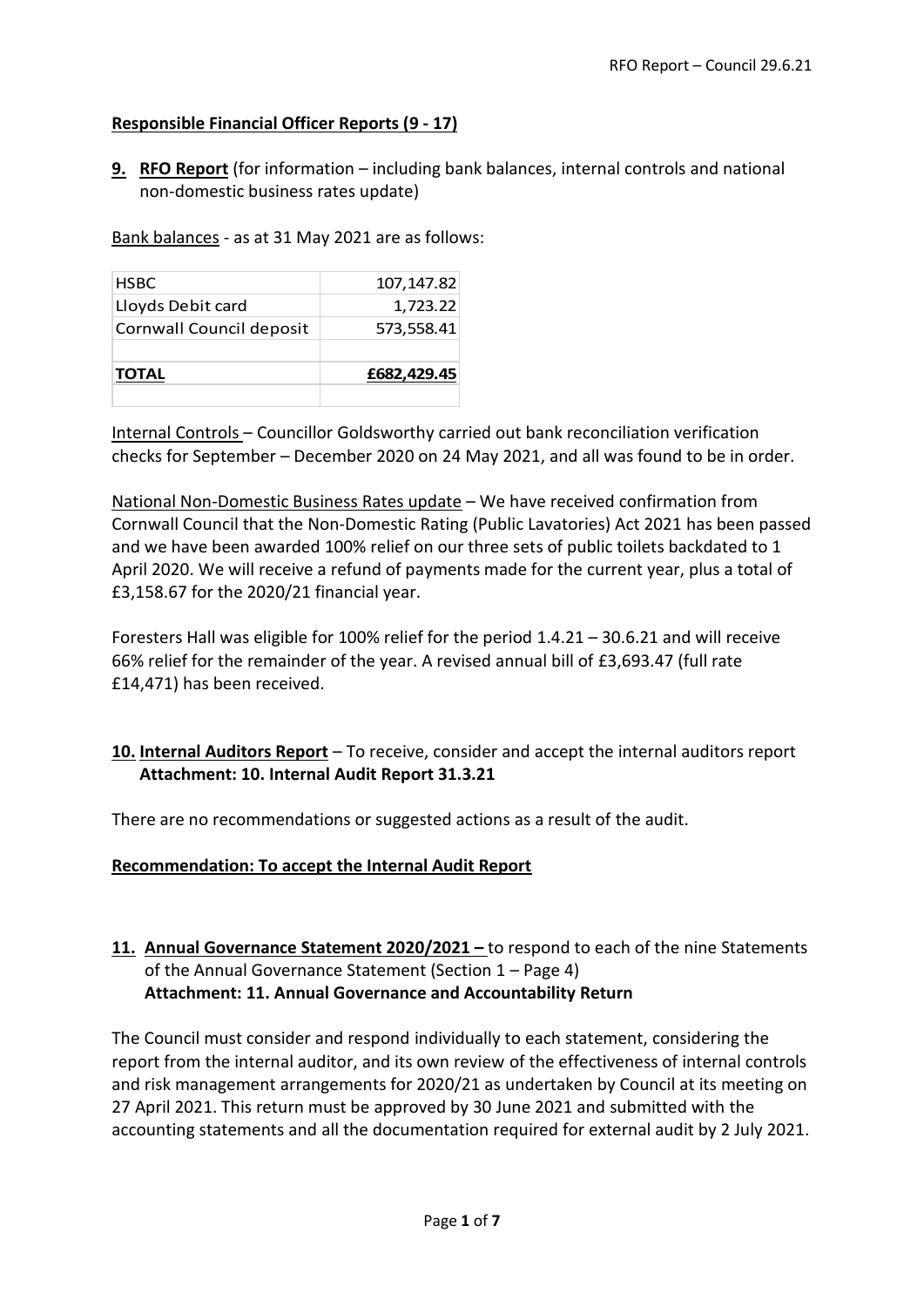## Responsible Financial Officer Reports (9 - 17)

**9. RFO Report** (for information – including bank balances, internal controls and national non-domestic business rates update)

Bank balances - as at 31 May 2021 are as follows:

| | |
|---|---|
| HSBC | 107,147.82 |
| Lloyds Debit card | 1,723.22 |
| Cornwall Council deposit | 573,558.41 |
| | |
| **TOTAL** | **£682,429.45** |

Internal Controls – Councillor Goldsworthy carried out bank reconciliation verification checks for September – December 2020 on 24 May 2021, and all was found to be in order.

National Non-Domestic Business Rates update – We have received confirmation from Cornwall Council that the Non-Domestic Rating (Public Lavatories) Act 2021 has been passed and we have been awarded 100% relief on our three sets of public toilets backdated to 1 April 2020. We will receive a refund of payments made for the current year, plus a total of £3,158.67 for the 2020/21 financial year.

Foresters Hall was eligible for 100% relief for the period 1.4.21 – 30.6.21 and will receive 66% relief for the remainder of the year. A revised annual bill of £3,693.47 (full rate £14,471) has been received.

**10. Internal Auditors Report** – To receive, consider and accept the internal auditors report
**Attachment: 10. Internal Audit Report 31.3.21**

There are no recommendations or suggested actions as a result of the audit.

**Recommendation: To accept the Internal Audit Report**

**11. Annual Governance Statement 2020/2021 –** to respond to each of the nine Statements of the Annual Governance Statement (Section 1 – Page 4)
**Attachment: 11. Annual Governance and Accountability Return**

The Council must consider and respond individually to each statement, considering the report from the internal auditor, and its own review of the effectiveness of internal controls and risk management arrangements for 2020/21 as undertaken by Council at its meeting on 27 April 2021. This return must be approved by 30 June 2021 and submitted with the accounting statements and all the documentation required for external audit by 2 July 2021.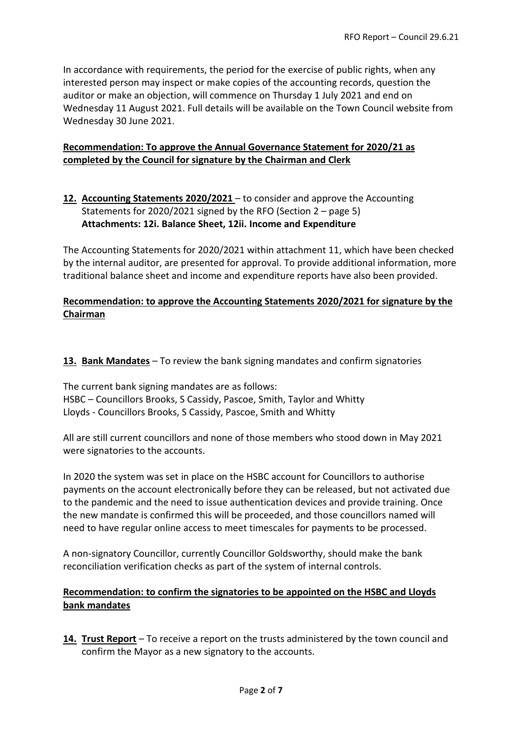In accordance with requirements, the period for the exercise of public rights, when any interested person may inspect or make copies of the accounting records, question the auditor or make an objection, will commence on Thursday 1 July 2021 and end on Wednesday 11 August 2021. Full details will be available on the Town Council website from Wednesday 30 June 2021.

**Recommendation: To approve the Annual Governance Statement for 2020/21 as completed by the Council for signature by the Chairman and Clerk**

**12. Accounting Statements 2020/2021** – to consider and approve the Accounting Statements for 2020/2021 signed by the RFO (Section 2 – page 5)
**Attachments: 12i. Balance Sheet, 12ii. Income and Expenditure**

The Accounting Statements for 2020/2021 within attachment 11, which have been checked by the internal auditor, are presented for approval. To provide additional information, more traditional balance sheet and income and expenditure reports have also been provided.

**Recommendation: to approve the Accounting Statements 2020/2021 for signature by the Chairman**

**13. Bank Mandates** – To review the bank signing mandates and confirm signatories

The current bank signing mandates are as follows:
HSBC – Councillors Brooks, S Cassidy, Pascoe, Smith, Taylor and Whitty
Lloyds - Councillors Brooks, S Cassidy, Pascoe, Smith and Whitty

All are still current councillors and none of those members who stood down in May 2021 were signatories to the accounts.

In 2020 the system was set in place on the HSBC account for Councillors to authorise payments on the account electronically before they can be released, but not activated due to the pandemic and the need to issue authentication devices and provide training. Once the new mandate is confirmed this will be proceeded, and those councillors named will need to have regular online access to meet timescales for payments to be processed.

A non-signatory Councillor, currently Councillor Goldsworthy, should make the bank reconciliation verification checks as part of the system of internal controls.

**Recommendation: to confirm the signatories to be appointed on the HSBC and Lloyds bank mandates**

**14. Trust Report** – To receive a report on the trusts administered by the town council and confirm the Mayor as a new signatory to the accounts.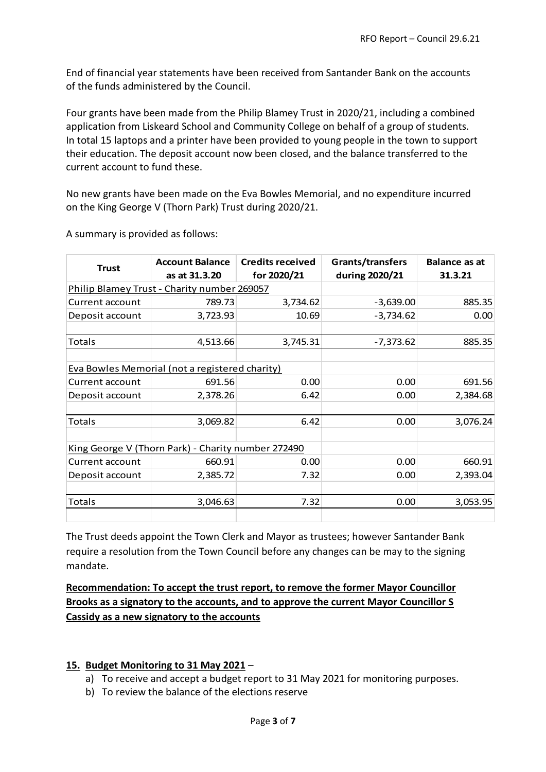End of financial year statements have been received from Santander Bank on the accounts of the funds administered by the Council.

Four grants have been made from the Philip Blamey Trust in 2020/21, including a combined application from Liskeard School and Community College on behalf of a group of students. In total 15 laptops and a printer have been provided to young people in the town to support their education. The deposit account now been closed, and the balance transferred to the current account to fund these.

No new grants have been made on the Eva Bowles Memorial, and no expenditure incurred on the King George V (Thorn Park) Trust during 2020/21.

A summary is provided as follows:

| Trust | Account Balance as at 31.3.20 | Credits received for 2020/21 | Grants/transfers during 2020/21 | Balance as at 31.3.21 |
|---|---|---|---|---|
| Philip Blamey Trust - Charity number 269057 | | | | |
| Current account | 789.73 | 3,734.62 | -3,639.00 | 885.35 |
| Deposit account | 3,723.93 | 10.69 | -3,734.62 | 0.00 |
| | | | | |
| Totals | 4,513.66 | 3,745.31 | -7,373.62 | 885.35 |
| | | | | |
| Eva Bowles Memorial (not a registered charity) | | | | |
| Current account | 691.56 | 0.00 | 0.00 | 691.56 |
| Deposit account | 2,378.26 | 6.42 | 0.00 | 2,384.68 |
| | | | | |
| Totals | 3,069.82 | 6.42 | 0.00 | 3,076.24 |
| | | | | |
| King George V (Thorn Park) - Charity number 272490 | | | | |
| Current account | 660.91 | 0.00 | 0.00 | 660.91 |
| Deposit account | 2,385.72 | 7.32 | 0.00 | 2,393.04 |
| | | | | |
| Totals | 3,046.63 | 7.32 | 0.00 | 3,053.95 |

The Trust deeds appoint the Town Clerk and Mayor as trustees; however Santander Bank require a resolution from the Town Council before any changes can be may to the signing mandate.

**Recommendation: To accept the trust report, to remove the former Mayor Councillor Brooks as a signatory to the accounts, and to approve the current Mayor Councillor S Cassidy as a new signatory to the accounts**

## 15. Budget Monitoring to 31 May 2021 –

a) To receive and accept a budget report to 31 May 2021 for monitoring purposes.
b) To review the balance of the elections reserve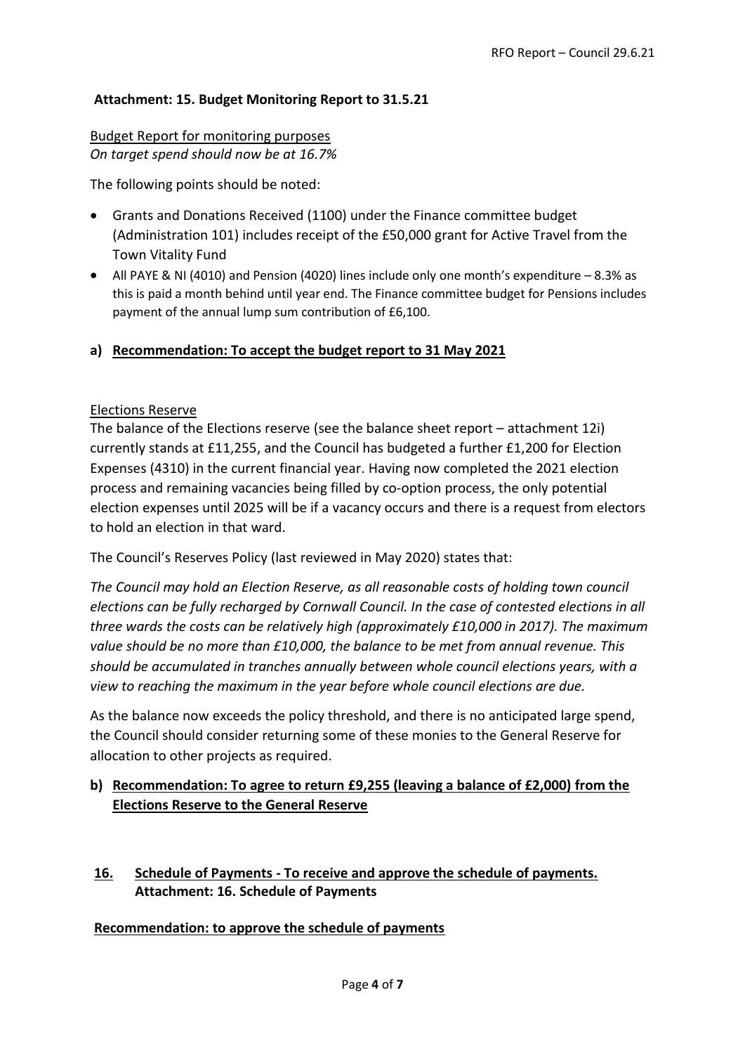**Attachment: 15. Budget Monitoring Report to 31.5.21**

Budget Report for monitoring purposes
*On target spend should now be at 16.7%*

The following points should be noted:

- Grants and Donations Received (1100) under the Finance committee budget (Administration 101) includes receipt of the £50,000 grant for Active Travel from the Town Vitality Fund
- All PAYE & NI (4010) and Pension (4020) lines include only one month's expenditure – 8.3% as this is paid a month behind until year end. The Finance committee budget for Pensions includes payment of the annual lump sum contribution of £6,100.

**a) Recommendation: To accept the budget report to 31 May 2021**

Elections Reserve

The balance of the Elections reserve (see the balance sheet report – attachment 12i) currently stands at £11,255, and the Council has budgeted a further £1,200 for Election Expenses (4310) in the current financial year. Having now completed the 2021 election process and remaining vacancies being filled by co-option process, the only potential election expenses until 2025 will be if a vacancy occurs and there is a request from electors to hold an election in that ward.

The Council's Reserves Policy (last reviewed in May 2020) states that:

*The Council may hold an Election Reserve, as all reasonable costs of holding town council elections can be fully recharged by Cornwall Council. In the case of contested elections in all three wards the costs can be relatively high (approximately £10,000 in 2017). The maximum value should be no more than £10,000, the balance to be met from annual revenue. This should be accumulated in tranches annually between whole council elections years, with a view to reaching the maximum in the year before whole council elections are due.*

As the balance now exceeds the policy threshold, and there is no anticipated large spend, the Council should consider returning some of these monies to the General Reserve for allocation to other projects as required.

**b) Recommendation: To agree to return £9,255 (leaving a balance of £2,000) from the Elections Reserve to the General Reserve**

**16. Schedule of Payments - To receive and approve the schedule of payments.**
**Attachment: 16. Schedule of Payments**

**Recommendation: to approve the schedule of payments**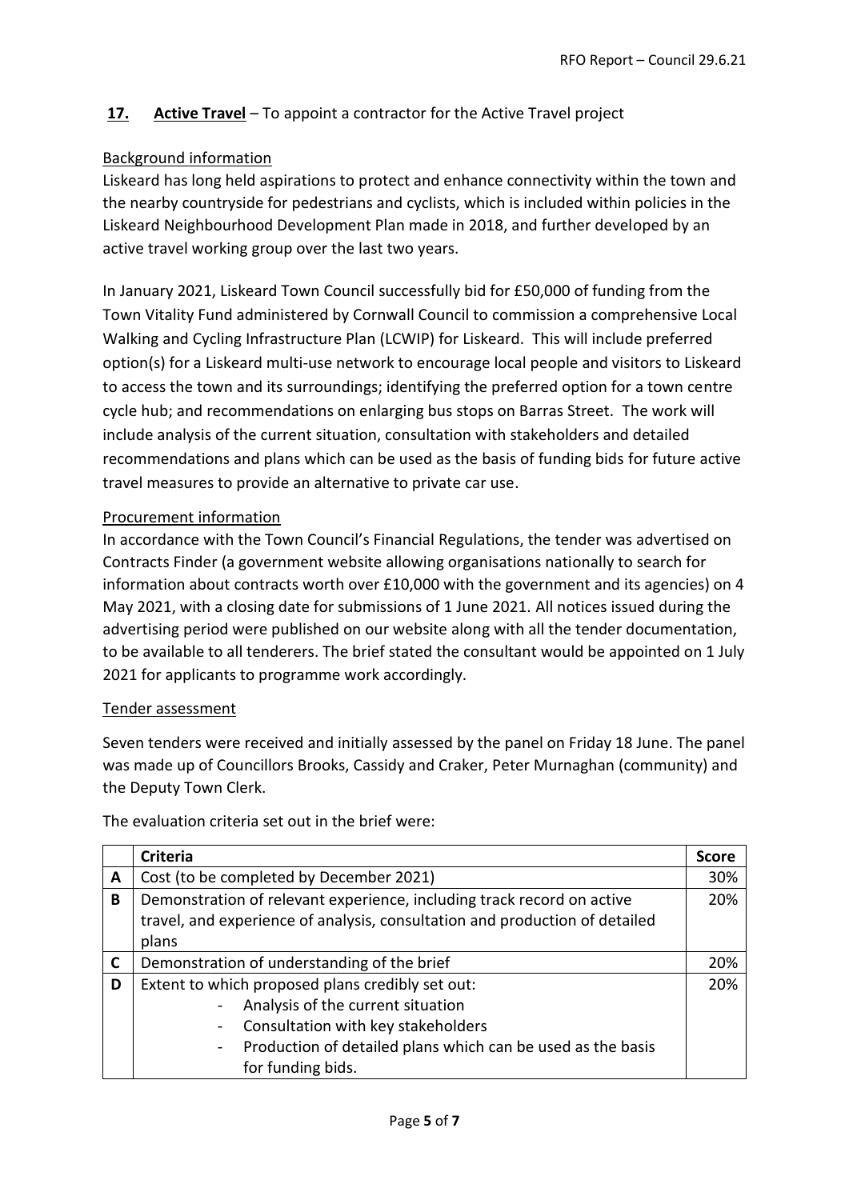## **17. Active Travel** – To appoint a contractor for the Active Travel project

### Background information

Liskeard has long held aspirations to protect and enhance connectivity within the town and the nearby countryside for pedestrians and cyclists, which is included within policies in the Liskeard Neighbourhood Development Plan made in 2018, and further developed by an active travel working group over the last two years.

In January 2021, Liskeard Town Council successfully bid for £50,000 of funding from the Town Vitality Fund administered by Cornwall Council to commission a comprehensive Local Walking and Cycling Infrastructure Plan (LCWIP) for Liskeard. This will include preferred option(s) for a Liskeard multi-use network to encourage local people and visitors to Liskeard to access the town and its surroundings; identifying the preferred option for a town centre cycle hub; and recommendations on enlarging bus stops on Barras Street. The work will include analysis of the current situation, consultation with stakeholders and detailed recommendations and plans which can be used as the basis of funding bids for future active travel measures to provide an alternative to private car use.

### Procurement information

In accordance with the Town Council's Financial Regulations, the tender was advertised on Contracts Finder (a government website allowing organisations nationally to search for information about contracts worth over £10,000 with the government and its agencies) on 4 May 2021, with a closing date for submissions of 1 June 2021. All notices issued during the advertising period were published on our website along with all the tender documentation, to be available to all tenderers. The brief stated the consultant would be appointed on 1 July 2021 for applicants to programme work accordingly.

### Tender assessment

Seven tenders were received and initially assessed by the panel on Friday 18 June. The panel was made up of Councillors Brooks, Cassidy and Craker, Peter Murnaghan (community) and the Deputy Town Clerk.

The evaluation criteria set out in the brief were:

| | **Criteria** | **Score** |
|---|---|---|
| **A** | Cost (to be completed by December 2021) | 30% |
| **B** | Demonstration of relevant experience, including track record on active travel, and experience of analysis, consultation and production of detailed plans | 20% |
| **C** | Demonstration of understanding of the brief | 20% |
| **D** | Extent to which proposed plans credibly set out:<br>- Analysis of the current situation<br>- Consultation with key stakeholders<br>- Production of detailed plans which can be used as the basis for funding bids. | 20% |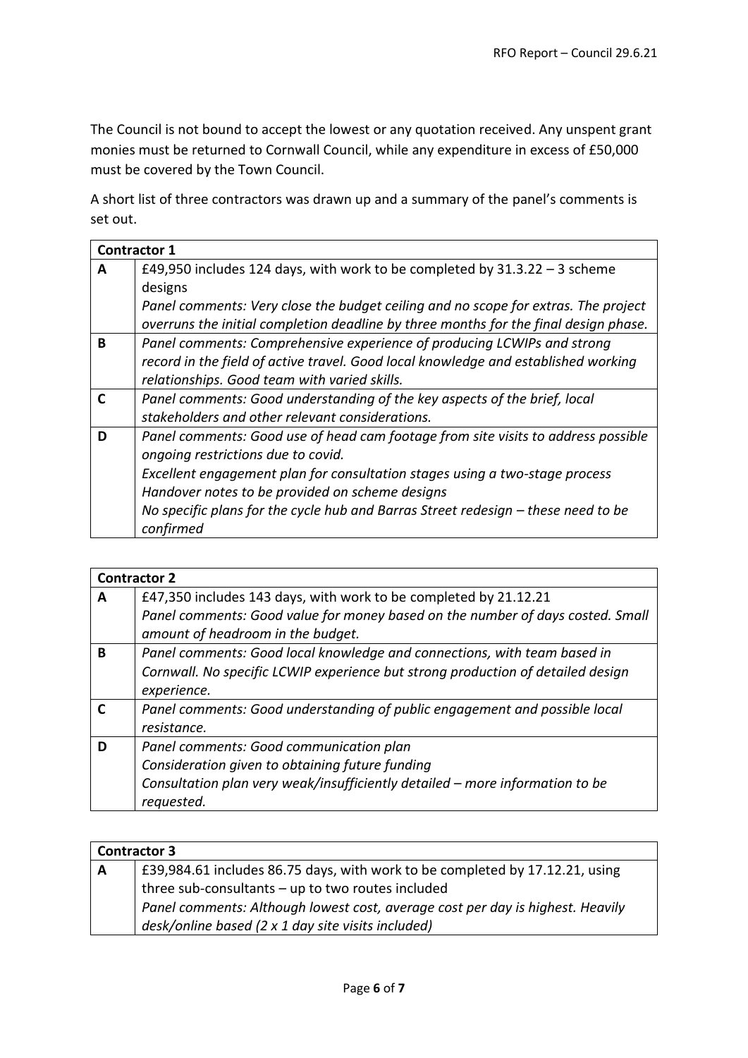The Council is not bound to accept the lowest or any quotation received. Any unspent grant monies must be returned to Cornwall Council, while any expenditure in excess of £50,000 must be covered by the Town Council.

A short list of three contractors was drawn up and a summary of the panel's comments is set out.

| **Contractor 1** | |
|---|---|
| **A** | £49,950 includes 124 days, with work to be completed by 31.3.22 – 3 scheme designs<br>*Panel comments: Very close the budget ceiling and no scope for extras. The project overruns the initial completion deadline by three months for the final design phase.* |
| **B** | *Panel comments: Comprehensive experience of producing LCWIPs and strong record in the field of active travel. Good local knowledge and established working relationships. Good team with varied skills.* |
| **C** | *Panel comments: Good understanding of the key aspects of the brief, local stakeholders and other relevant considerations.* |
| **D** | *Panel comments: Good use of head cam footage from site visits to address possible ongoing restrictions due to covid.*<br>*Excellent engagement plan for consultation stages using a two-stage process*<br>*Handover notes to be provided on scheme designs*<br>*No specific plans for the cycle hub and Barras Street redesign – these need to be confirmed* |

| **Contractor 2** | |
|---|---|
| **A** | £47,350 includes 143 days, with work to be completed by 21.12.21<br>*Panel comments: Good value for money based on the number of days costed. Small amount of headroom in the budget.* |
| **B** | *Panel comments: Good local knowledge and connections, with team based in Cornwall. No specific LCWIP experience but strong production of detailed design experience.* |
| **C** | *Panel comments: Good understanding of public engagement and possible local resistance.* |
| **D** | *Panel comments: Good communication plan*<br>*Consideration given to obtaining future funding*<br>*Consultation plan very weak/insufficiently detailed – more information to be requested.* |

| **Contractor 3** | |
|---|---|
| **A** | £39,984.61 includes 86.75 days, with work to be completed by 17.12.21, using three sub-consultants – up to two routes included<br>*Panel comments: Although lowest cost, average cost per day is highest. Heavily desk/online based (2 x 1 day site visits included)* |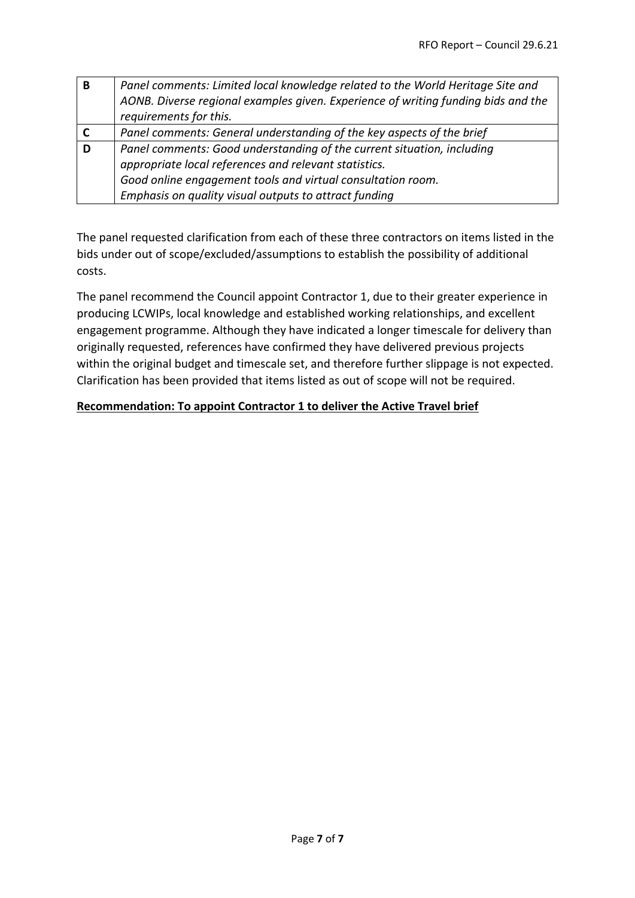| | |
|---|---|
| **B** | *Panel comments: Limited local knowledge related to the World Heritage Site and AONB. Diverse regional examples given. Experience of writing funding bids and the requirements for this.* |
| **C** | *Panel comments: General understanding of the key aspects of the brief* |
| **D** | *Panel comments: Good understanding of the current situation, including appropriate local references and relevant statistics.*<br>*Good online engagement tools and virtual consultation room.*<br>*Emphasis on quality visual outputs to attract funding* |

The panel requested clarification from each of these three contractors on items listed in the bids under out of scope/excluded/assumptions to establish the possibility of additional costs.

The panel recommend the Council appoint Contractor 1, due to their greater experience in producing LCWIPs, local knowledge and established working relationships, and excellent engagement programme. Although they have indicated a longer timescale for delivery than originally requested, references have confirmed they have delivered previous projects within the original budget and timescale set, and therefore further slippage is not expected. Clarification has been provided that items listed as out of scope will not be required.

<u>**Recommendation: To appoint Contractor 1 to deliver the Active Travel brief**</u>